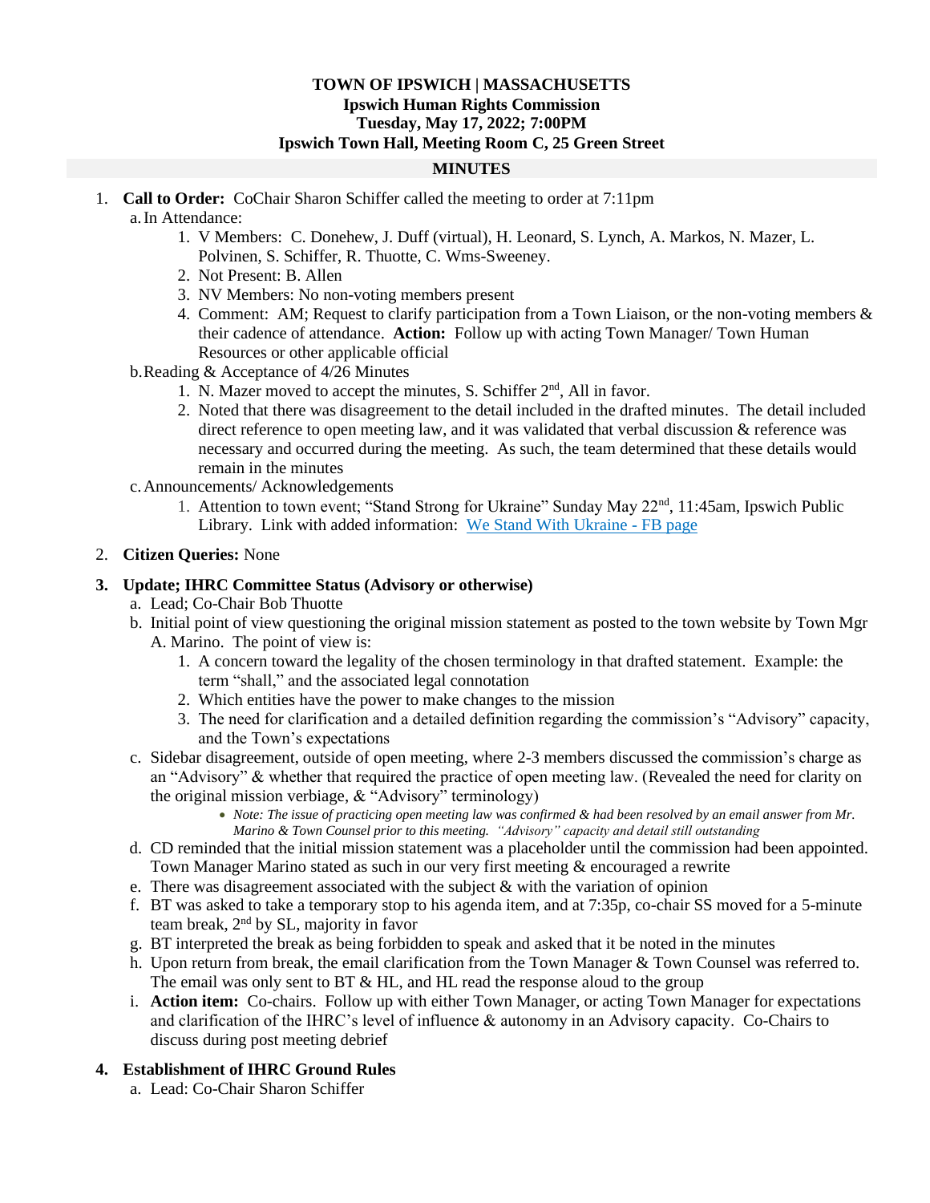**TOWN OF IPSWICH | MASSACHUSETTS**
**Ipswich Human Rights Commission**
**Tuesday, May 17, 2022; 7:00PM**
**Ipswich Town Hall, Meeting Room C, 25 Green Street**

## MINUTES

1. **Call to Order:** CoChair Sharon Schiffer called the meeting to order at 7:11pm
   a. In Attendance:
      1. V Members: C. Donehew, J. Duff (virtual), H. Leonard, S. Lynch, A. Markos, N. Mazer, L. Polvinen, S. Schiffer, R. Thuotte, C. Wms-Sweeney.
      2. Not Present: B. Allen
      3. NV Members: No non-voting members present
      4. Comment: AM; Request to clarify participation from a Town Liaison, or the non-voting members & their cadence of attendance. **Action:** Follow up with acting Town Manager/ Town Human Resources or other applicable official
   
   b. Reading & Acceptance of 4/26 Minutes
      1. N. Mazer moved to accept the minutes, S. Schiffer 2nd, All in favor.
      2. Noted that there was disagreement to the detail included in the drafted minutes. The detail included direct reference to open meeting law, and it was validated that verbal discussion & reference was necessary and occurred during the meeting. As such, the team determined that these details would remain in the minutes
   
   c. Announcements/ Acknowledgements
      1. Attention to town event; "Stand Strong for Ukraine" Sunday May 22nd, 11:45am, Ipswich Public Library. Link with added information: [We Stand With Ukraine - FB page]

2. **Citizen Queries:** None

3. **Update; IHRC Committee Status (Advisory or otherwise)**
   a. Lead; Co-Chair Bob Thuotte
   b. Initial point of view questioning the original mission statement as posted to the town website by Town Mgr A. Marino. The point of view is:
      1. A concern toward the legality of the chosen terminology in that drafted statement. Example: the term "shall," and the associated legal connotation
      2. Which entities have the power to make changes to the mission
      3. The need for clarification and a detailed definition regarding the commission's "Advisory" capacity, and the Town's expectations
   c. Sidebar disagreement, outside of open meeting, where 2-3 members discussed the commission's charge as an "Advisory" & whether that required the practice of open meeting law. (Revealed the need for clarity on the original mission verbiage, & "Advisory" terminology)
      - *Note: The issue of practicing open meeting law was confirmed & had been resolved by an email answer from Mr. Marino & Town Counsel prior to this meeting. "Advisory" capacity and detail still outstanding*
   d. CD reminded that the initial mission statement was a placeholder until the commission had been appointed. Town Manager Marino stated as such in our very first meeting & encouraged a rewrite
   e. There was disagreement associated with the subject & with the variation of opinion
   f. BT was asked to take a temporary stop to his agenda item, and at 7:35p, co-chair SS moved for a 5-minute team break, 2nd by SL, majority in favor
   g. BT interpreted the break as being forbidden to speak and asked that it be noted in the minutes
   h. Upon return from break, the email clarification from the Town Manager & Town Counsel was referred to. The email was only sent to BT & HL, and HL read the response aloud to the group
   i. **Action item:** Co-chairs. Follow up with either Town Manager, or acting Town Manager for expectations and clarification of the IHRC's level of influence & autonomy in an Advisory capacity. Co-Chairs to discuss during post meeting debrief

4. **Establishment of IHRC Ground Rules**
   a. Lead: Co-Chair Sharon Schiffer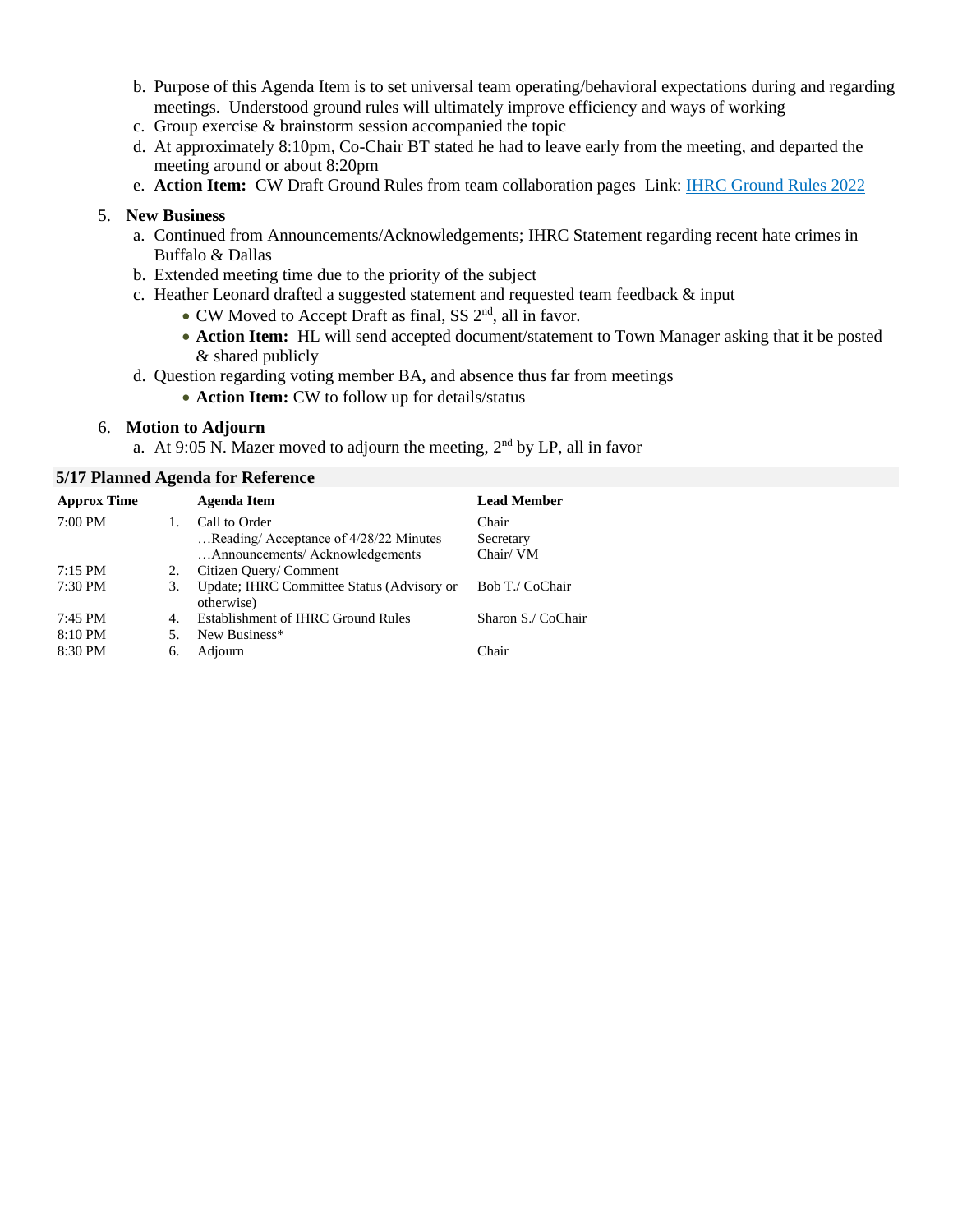b. Purpose of this Agenda Item is to set universal team operating/behavioral expectations during and regarding meetings. Understood ground rules will ultimately improve efficiency and ways of working
   c. Group exercise & brainstorm session accompanied the topic
   d. At approximately 8:10pm, Co-Chair BT stated he had to leave early from the meeting, and departed the meeting around or about 8:20pm
   e. **Action Item:** CW Draft Ground Rules from team collaboration pages Link: [IHRC Ground Rules 2022]

5. **New Business**
   a. Continued from Announcements/Acknowledgements; IHRC Statement regarding recent hate crimes in Buffalo & Dallas
   b. Extended meeting time due to the priority of the subject
   c. Heather Leonard drafted a suggested statement and requested team feedback & input
      - CW Moved to Accept Draft as final, SS 2nd, all in favor.
      - **Action Item:** HL will send accepted document/statement to Town Manager asking that it be posted & shared publicly
   d. Question regarding voting member BA, and absence thus far from meetings
      - **Action Item:** CW to follow up for details/status

6. **Motion to Adjourn**
   a. At 9:05 N. Mazer moved to adjourn the meeting, 2nd by LP, all in favor

### 5/17 Planned Agenda for Reference

| Approx Time | | Agenda Item | Lead Member |
|---|---|---|---|
| 7:00 PM | 1. | Call to Order<br>…Reading/ Acceptance of 4/28/22 Minutes<br>…Announcements/ Acknowledgements | Chair<br>Secretary<br>Chair/ VM |
| 7:15 PM | 2. | Citizen Query/ Comment | |
| 7:30 PM | 3. | Update; IHRC Committee Status (Advisory or otherwise) | Bob T./ CoChair |
| 7:45 PM | 4. | Establishment of IHRC Ground Rules | Sharon S./ CoChair |
| 8:10 PM | 5. | New Business* | |
| 8:30 PM | 6. | Adjourn | Chair |